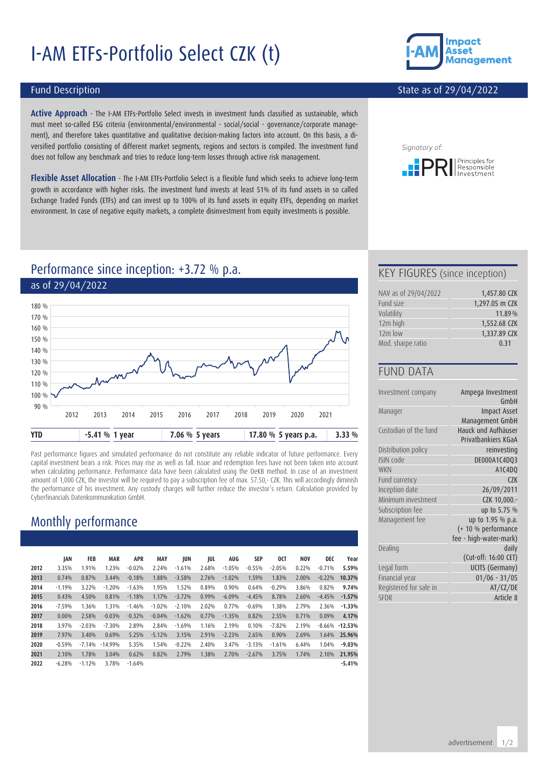# I-AM ETFs-Portfolio Select CZK (t)

## Fund Description

State as of 29/04/2022

**Active Approach** - The I-AM ETFs-Portfolio Select invests in investment funds classified as sustainable, which must meet so-called ESG criteria (environmental/environmental - social/social - governance/corporate management), and therefore takes quantitative and qualitative decision-making factors into account. On this basis, a diversified portfolio consisting of different market segments, regions and sectors is compiled. The investment fund does not follow any benchmark and tries to reduce long-term losses through active risk management.

**Flexible Asset Allocation** - The I-AM ETFs-Portfolio Select is a flexible fund which seeks to achieve long-term growth in accordance with higher risks. The investment fund invests at least 51% of its fund assets in so called Exchange Traded Funds (ETFs) and can invest up to 100% of its fund assets in equity ETFs, depending on market environment. In case of negative equity markets, a complete disinvestment from equity investments is possible.

Signatory of: PRI Principles for Responsible Investment

## Performance since inception: +3.72 % p.a.

as of 29/04/2022

| YTD | -5.41 % | 1 year | 7.06 % | 5 years | 17.80 % | 5 years p.a. | 3.33 % |
|---|---|---|---|---|---|---|---|

Past performance figures and simulated performance do not constitute any reliable indicator of future performance. Every capital investment bears a risk. Prices may rise as well as fall. Issue and redemption fees have not been taken into account when calculating performance. Performance data have been calculated using the OeKB method. In case of an investment amount of 1,000 CZK, the investor will be required to pay a subscription fee of max. 57.50,- CZK. This will accordingly diminish the performance of his investment. Any custody charges will further reduce the investor's return. Calculation provided by Cyberfinancials Datenkommunikation GmbH.

## KEY FIGURES (since inception)

| | |
|---|---|
| NAV as of 29/04/2022 | 1,457.80 CZK |
| Fund size | 1,297.05 m CZK |
| Volatility | 11.89 % |
| 12m high | 1,552.68 CZK |
| 12m low | 1,337.89 CZK |
| Mod. sharpe ratio | 0.31 |

## FUND DATA

| | |
|---|---|
| Investment company | Ampega Investment GmbH |
| Manager | Impact Asset Management GmbH |
| Custodian of the fund | Hauck und Aufhäuser Privatbankiers KGaA |
| Distribution policy | reinvesting |
| ISIN code | DE000A1C4DQ3 |
| WKN | A1C4DQ |
| Fund currency | CZK |
| Inception date | 26/09/2011 |
| Minimum investment | CZK 10,000.- |
| Subscription fee | up to 5.75 % |
| Management fee | up to 1.95 % p.a. (+ 10 % performance fee - high-water-mark) |
| Dealing | daily (Cut-off: 16:00 CET) |
| Legal form | UCITS (Germany) |
| Financial year | 01/06 - 31/05 |
| Registered for sale in | AT/CZ/DE |
| SFDR | Article 8 |

## Monthly performance

| | JAN | FEB | MAR | APR | MAY | JUN | JUL | AUG | SEP | OCT | NOV | DEC | Year |
|---|---|---|---|---|---|---|---|---|---|---|---|---|---|
| **2012** | 3.35% | 1.91% | 1.23% | -0.02% | 2.24% | -1.61% | 2.68% | -1.05% | -0.55% | -2.05% | 0.22% | -0.71% | **5.59%** |
| **2013** | 0.74% | 0.87% | 3.44% | -0.18% | 1.88% | -3.58% | 2.76% | -1.02% | 1.59% | 1.83% | 2.00% | -0.22% | **10.37%** |
| **2014** | -1.19% | 3.22% | -1.20% | -1.63% | 1.95% | 1.52% | 0.89% | 0.90% | 0.64% | -0.29% | 3.86% | 0.82% | **9.74%** |
| **2015** | 0.43% | 4.50% | 0.81% | -1.18% | 1.17% | -3.72% | 0.99% | -6.09% | -4.45% | 8.78% | 2.60% | -4.45% | **-1.57%** |
| **2016** | -7.59% | 1.36% | 1.31% | -1.46% | -1.02% | -2.10% | 2.02% | 0.77% | -0.69% | 1.38% | 2.79% | 2.36% | **-1.33%** |
| **2017** | 0.00% | 2.58% | -0.03% | -0.32% | -0.04% | -1.62% | 0.77% | -1.35% | 0.82% | 2.55% | 0.71% | 0.09% | **4.17%** |
| **2018** | 3.97% | -2.03% | -7.30% | 2.89% | 2.84% | -1.69% | 1.16% | 2.19% | 0.10% | -7.82% | 2.19% | -8.66% | **-12.53%** |
| **2019** | 7.97% | 3.40% | 0.69% | 5.25% | -5.12% | 3.15% | 2.91% | -2.23% | 2.65% | 0.90% | 2.69% | 1.64% | **25.96%** |
| **2020** | -0.59% | -7.14% | -14.99% | 5.35% | 1.54% | -0.22% | 2.40% | 3.47% | -3.13% | -1.61% | 6.44% | 1.04% | **-9.03%** |
| **2021** | 2.10% | 1.78% | 3.04% | 0.62% | 0.82% | 2.79% | 1.38% | 2.70% | -2.67% | 3.75% | 1.74% | 2.10% | **21.95%** |
| **2022** | -6.28% | -1.12% | 3.78% | -1.64% | | | | | | | | | **-5.41%** |

advertisement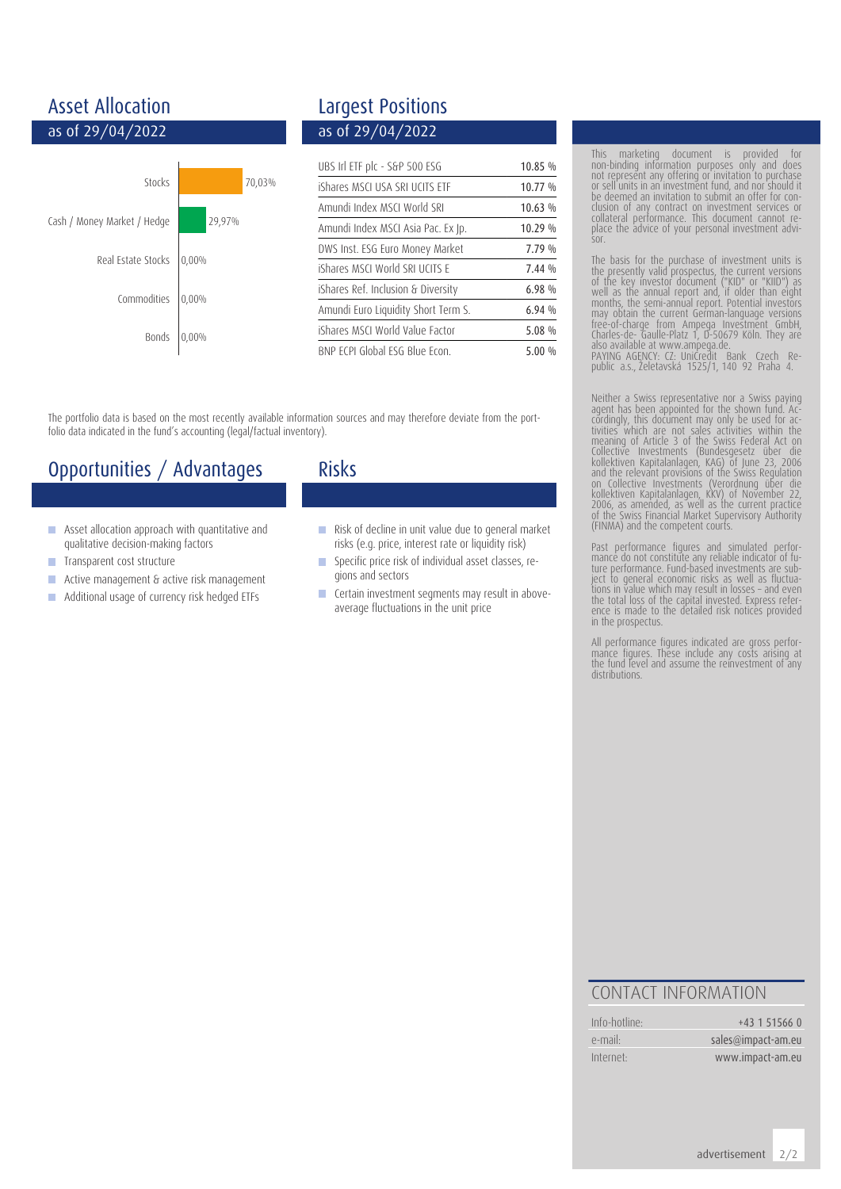## Asset Allocation

as of 29/04/2022

Stocks 70,03%

Cash / Money Market / Hedge 29,97%

Real Estate Stocks 0,00%

Commodities 0,00%

Bonds 0,00%

## Largest Positions

as of 29/04/2022

| | |
|---|---|
| UBS Irl ETF plc - S&P 500 ESG | 10.85 % |
| iShares MSCI USA SRI UCITS ETF | 10.77 % |
| Amundi Index MSCI World SRI | 10.63 % |
| Amundi Index MSCI Asia Pac. Ex Jp. | 10.29 % |
| DWS Inst. ESG Euro Money Market | 7.79 % |
| iShares MSCI World SRI UCITS E | 7.44 % |
| iShares Ref. Inclusion & Diversity | 6.98 % |
| Amundi Euro Liquidity Short Term S. | 6.94 % |
| iShares MSCI World Value Factor | 5.08 % |
| BNP ECPI Global ESG Blue Econ. | 5.00 % |

The portfolio data is based on the most recently available information sources and may therefore deviate from the portfolio data indicated in the fund's accounting (legal/factual inventory).

## Opportunities / Advantages

- Asset allocation approach with quantitative and qualitative decision-making factors
- Transparent cost structure
- Active management & active risk management
- Additional usage of currency risk hedged ETFs

## Risks

- Risk of decline in unit value due to general market risks (e.g. price, interest rate or liquidity risk)
- Specific price risk of individual asset classes, regions and sectors
- Certain investment segments may result in above-average fluctuations in the unit price

This marketing document is provided for non-binding information purposes only and does not represent any offering or invitation to purchase or sell units in an investment fund, and nor should it be deemed an invitation to submit an offer for conclusion of any contract on investment services or collateral performance. This document cannot replace the advice of your personal investment advisor.

The basis for the purchase of investment units is the presently valid prospectus, the current versions of the key investor document ("KID" or "KIID") as well as the annual report and, if older than eight months, the semi-annual report. Potential investors may obtain the current German-language versions free-of-charge from Ampega Investment GmbH, Charles-de- Gaulle-Platz 1, D-50679 Köln. They are also available at www.ampega.de.
PAYING AGENCY: CZ: UniCredit Bank Czech Republic a.s., Želetavská 1525/1, 140 92 Praha 4.

Neither a Swiss representative nor a Swiss paying agent has been appointed for the shown fund. Accordingly, this document may only be used for activities which are not sales activities within the meaning of Article 3 of the Swiss Federal Act on Collective Investments (Bundesgesetz über die kollektiven Kapitalanlagen, KAG) of June 23, 2006 and the relevant provisions of the Swiss Regulation on Collective Investments (Verordnung über die kollektiven Kapitalanlagen, KKV) of November 22, 2006, as amended, as well as the current practice of the Swiss Financial Market Supervisory Authority (FINMA) and the competent courts.

Past performance figures and simulated performance do not constitute any reliable indicator of future performance. Fund-based investments are subject to general economic risks as well as fluctuations in value which may result in losses – and even the total loss of the capital invested. Express reference is made to the detailed risk notices provided in the prospectus.

All performance figures indicated are gross performance figures. These include any costs arising at the fund level and assume the reinvestment of any distributions.

## CONTACT INFORMATION

| | |
|---|---|
| Info-hotline: | +43 1 51566 0 |
| e-mail: | sales@impact-am.eu |
| Internet: | www.impact-am.eu |

advertisement